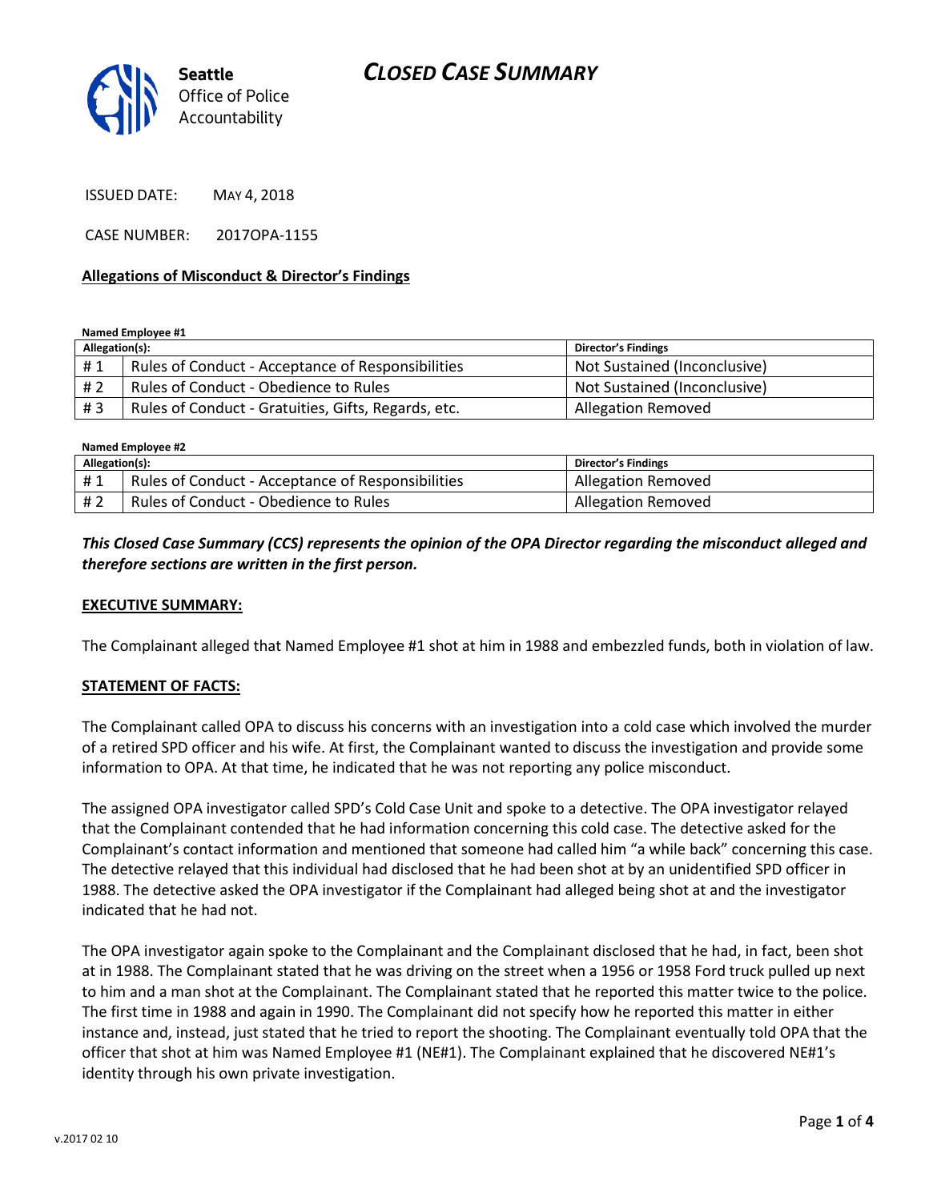Seattle Office of Police Accountability

# CLOSED CASE SUMMARY

ISSUED DATE: MAY 4, 2018

CASE NUMBER: 2017OPA-1155

**Allegations of Misconduct & Director's Findings**

**Named Employee #1**

| Allegation(s): | | Director's Findings |
|---|---|---|
| # 1 | Rules of Conduct - Acceptance of Responsibilities | Not Sustained (Inconclusive) |
| # 2 | Rules of Conduct - Obedience to Rules | Not Sustained (Inconclusive) |
| # 3 | Rules of Conduct - Gratuities, Gifts, Regards, etc. | Allegation Removed |

**Named Employee #2**

| Allegation(s): | | Director's Findings |
|---|---|---|
| # 1 | Rules of Conduct - Acceptance of Responsibilities | Allegation Removed |
| # 2 | Rules of Conduct - Obedience to Rules | Allegation Removed |

***This Closed Case Summary (CCS) represents the opinion of the OPA Director regarding the misconduct alleged and therefore sections are written in the first person.***

**EXECUTIVE SUMMARY:**

The Complainant alleged that Named Employee #1 shot at him in 1988 and embezzled funds, both in violation of law.

**STATEMENT OF FACTS:**

The Complainant called OPA to discuss his concerns with an investigation into a cold case which involved the murder of a retired SPD officer and his wife. At first, the Complainant wanted to discuss the investigation and provide some information to OPA. At that time, he indicated that he was not reporting any police misconduct.

The assigned OPA investigator called SPD's Cold Case Unit and spoke to a detective. The OPA investigator relayed that the Complainant contended that he had information concerning this cold case. The detective asked for the Complainant's contact information and mentioned that someone had called him "a while back" concerning this case. The detective relayed that this individual had disclosed that he had been shot at by an unidentified SPD officer in 1988. The detective asked the OPA investigator if the Complainant had alleged being shot at and the investigator indicated that he had not.

The OPA investigator again spoke to the Complainant and the Complainant disclosed that he had, in fact, been shot at in 1988. The Complainant stated that he was driving on the street when a 1956 or 1958 Ford truck pulled up next to him and a man shot at the Complainant. The Complainant stated that he reported this matter twice to the police. The first time in 1988 and again in 1990. The Complainant did not specify how he reported this matter in either instance and, instead, just stated that he tried to report the shooting. The Complainant eventually told OPA that the officer that shot at him was Named Employee #1 (NE#1). The Complainant explained that he discovered NE#1's identity through his own private investigation.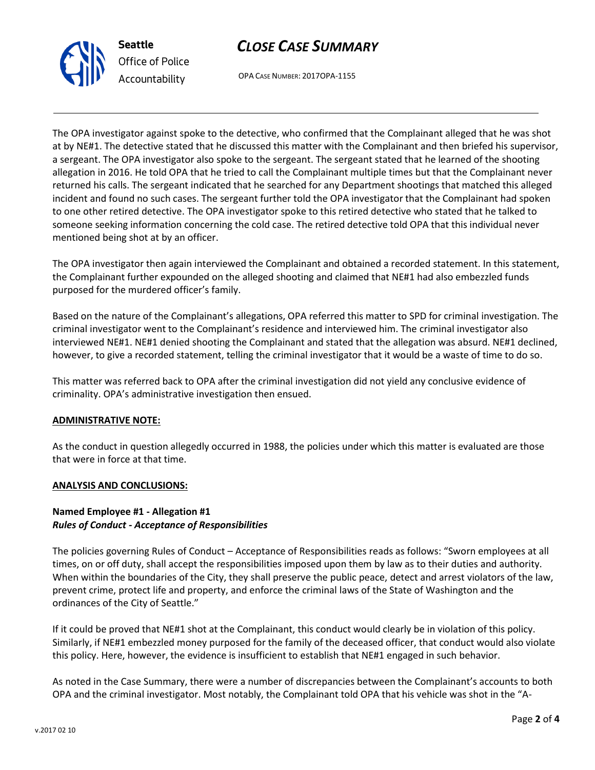The OPA investigator against spoke to the detective, who confirmed that the Complainant alleged that he was shot at by NE#1. The detective stated that he discussed this matter with the Complainant and then briefed his supervisor, a sergeant. The OPA investigator also spoke to the sergeant. The sergeant stated that he learned of the shooting allegation in 2016. He told OPA that he tried to call the Complainant multiple times but that the Complainant never returned his calls. The sergeant indicated that he searched for any Department shootings that matched this alleged incident and found no such cases. The sergeant further told the OPA investigator that the Complainant had spoken to one other retired detective. The OPA investigator spoke to this retired detective who stated that he talked to someone seeking information concerning the cold case. The retired detective told OPA that this individual never mentioned being shot at by an officer.

The OPA investigator then again interviewed the Complainant and obtained a recorded statement. In this statement, the Complainant further expounded on the alleged shooting and claimed that NE#1 had also embezzled funds purposed for the murdered officer's family.

Based on the nature of the Complainant's allegations, OPA referred this matter to SPD for criminal investigation. The criminal investigator went to the Complainant's residence and interviewed him. The criminal investigator also interviewed NE#1. NE#1 denied shooting the Complainant and stated that the allegation was absurd. NE#1 declined, however, to give a recorded statement, telling the criminal investigator that it would be a waste of time to do so.

This matter was referred back to OPA after the criminal investigation did not yield any conclusive evidence of criminality. OPA's administrative investigation then ensued.

**ADMINISTRATIVE NOTE:**

As the conduct in question allegedly occurred in 1988, the policies under which this matter is evaluated are those that were in force at that time.

**ANALYSIS AND CONCLUSIONS:**

**Named Employee #1 - Allegation #1**
***Rules of Conduct - Acceptance of Responsibilities***

The policies governing Rules of Conduct – Acceptance of Responsibilities reads as follows: "Sworn employees at all times, on or off duty, shall accept the responsibilities imposed upon them by law as to their duties and authority. When within the boundaries of the City, they shall preserve the public peace, detect and arrest violators of the law, prevent crime, protect life and property, and enforce the criminal laws of the State of Washington and the ordinances of the City of Seattle."

If it could be proved that NE#1 shot at the Complainant, this conduct would clearly be in violation of this policy. Similarly, if NE#1 embezzled money purposed for the family of the deceased officer, that conduct would also violate this policy. Here, however, the evidence is insufficient to establish that NE#1 engaged in such behavior.

As noted in the Case Summary, there were a number of discrepancies between the Complainant's accounts to both OPA and the criminal investigator. Most notably, the Complainant told OPA that his vehicle was shot in the "A-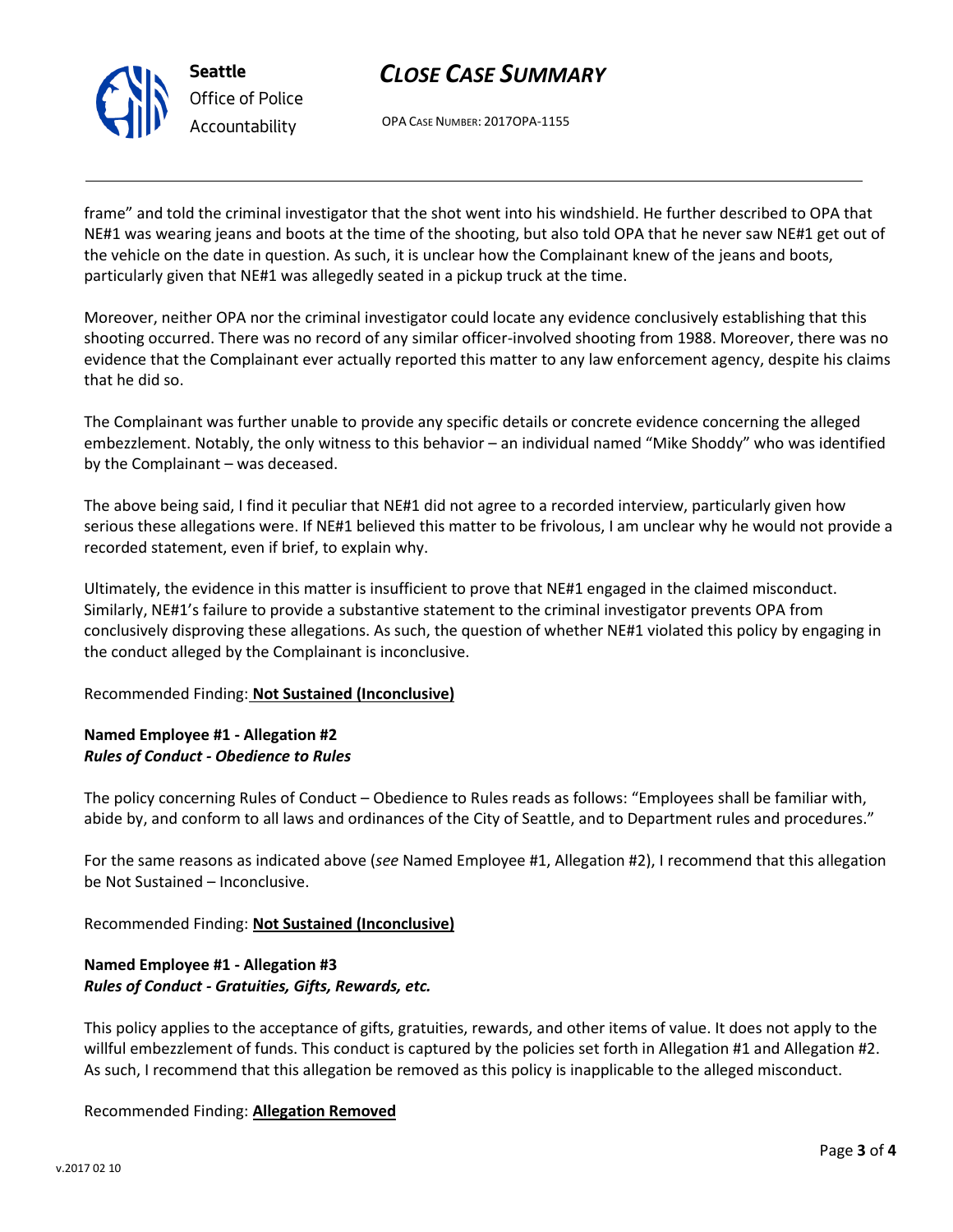frame" and told the criminal investigator that the shot went into his windshield. He further described to OPA that NE#1 was wearing jeans and boots at the time of the shooting, but also told OPA that he never saw NE#1 get out of the vehicle on the date in question. As such, it is unclear how the Complainant knew of the jeans and boots, particularly given that NE#1 was allegedly seated in a pickup truck at the time.

Moreover, neither OPA nor the criminal investigator could locate any evidence conclusively establishing that this shooting occurred. There was no record of any similar officer-involved shooting from 1988. Moreover, there was no evidence that the Complainant ever actually reported this matter to any law enforcement agency, despite his claims that he did so.

The Complainant was further unable to provide any specific details or concrete evidence concerning the alleged embezzlement. Notably, the only witness to this behavior – an individual named "Mike Shoddy" who was identified by the Complainant – was deceased.

The above being said, I find it peculiar that NE#1 did not agree to a recorded interview, particularly given how serious these allegations were. If NE#1 believed this matter to be frivolous, I am unclear why he would not provide a recorded statement, even if brief, to explain why.

Ultimately, the evidence in this matter is insufficient to prove that NE#1 engaged in the claimed misconduct. Similarly, NE#1's failure to provide a substantive statement to the criminal investigator prevents OPA from conclusively disproving these allegations. As such, the question of whether NE#1 violated this policy by engaging in the conduct alleged by the Complainant is inconclusive.

Recommended Finding: **Not Sustained (Inconclusive)**

**Named Employee #1 - Allegation #2**
***Rules of Conduct - Obedience to Rules***

The policy concerning Rules of Conduct – Obedience to Rules reads as follows: "Employees shall be familiar with, abide by, and conform to all laws and ordinances of the City of Seattle, and to Department rules and procedures."

For the same reasons as indicated above (*see* Named Employee #1, Allegation #2), I recommend that this allegation be Not Sustained – Inconclusive.

Recommended Finding: **Not Sustained (Inconclusive)**

**Named Employee #1 - Allegation #3**
***Rules of Conduct - Gratuities, Gifts, Rewards, etc.***

This policy applies to the acceptance of gifts, gratuities, rewards, and other items of value. It does not apply to the willful embezzlement of funds. This conduct is captured by the policies set forth in Allegation #1 and Allegation #2. As such, I recommend that this allegation be removed as this policy is inapplicable to the alleged misconduct.

Recommended Finding: **Allegation Removed**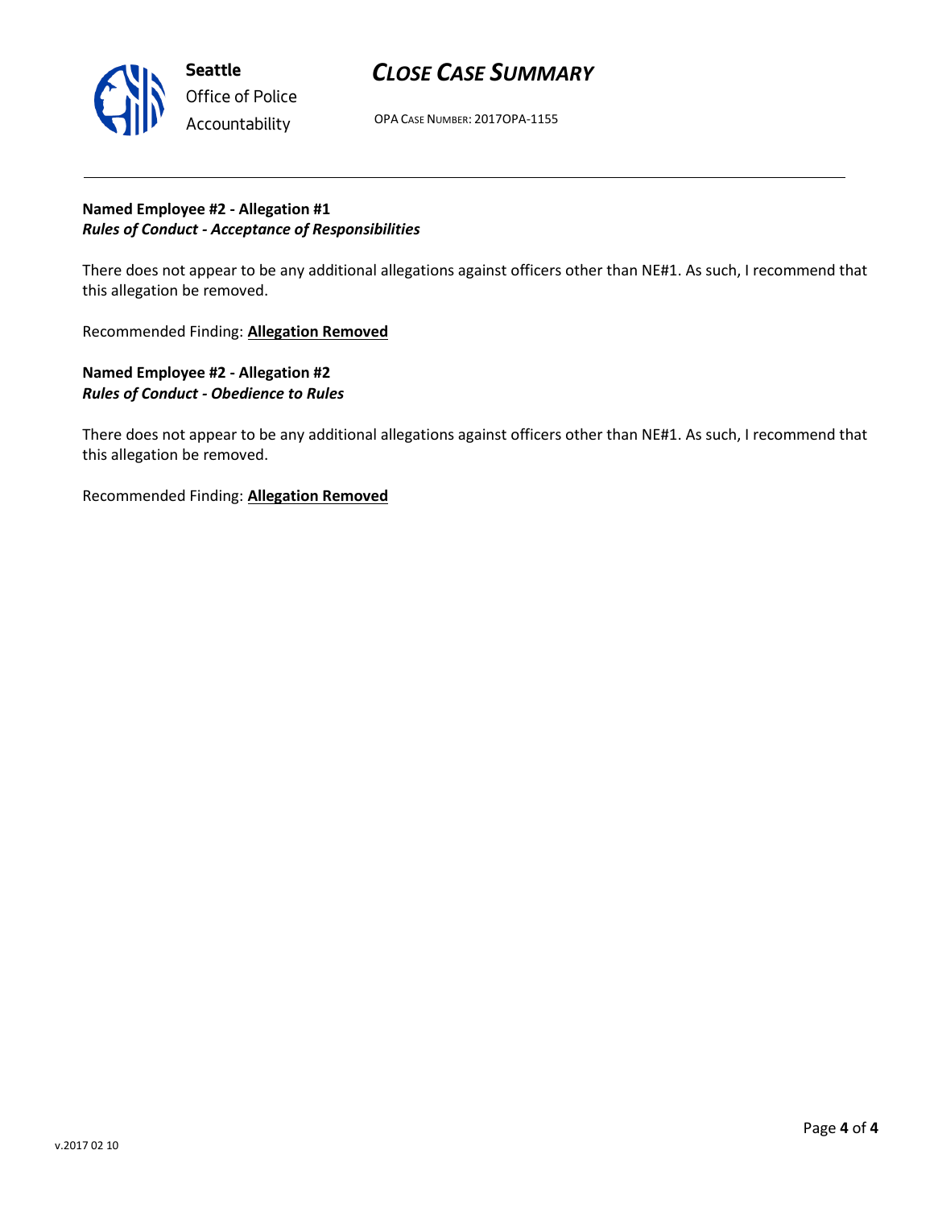**Named Employee #2 - Allegation #1**
***Rules of Conduct - Acceptance of Responsibilities***

There does not appear to be any additional allegations against officers other than NE#1. As such, I recommend that this allegation be removed.

Recommended Finding: **Allegation Removed**

**Named Employee #2 - Allegation #2**
***Rules of Conduct - Obedience to Rules***

There does not appear to be any additional allegations against officers other than NE#1. As such, I recommend that this allegation be removed.

Recommended Finding: **Allegation Removed**